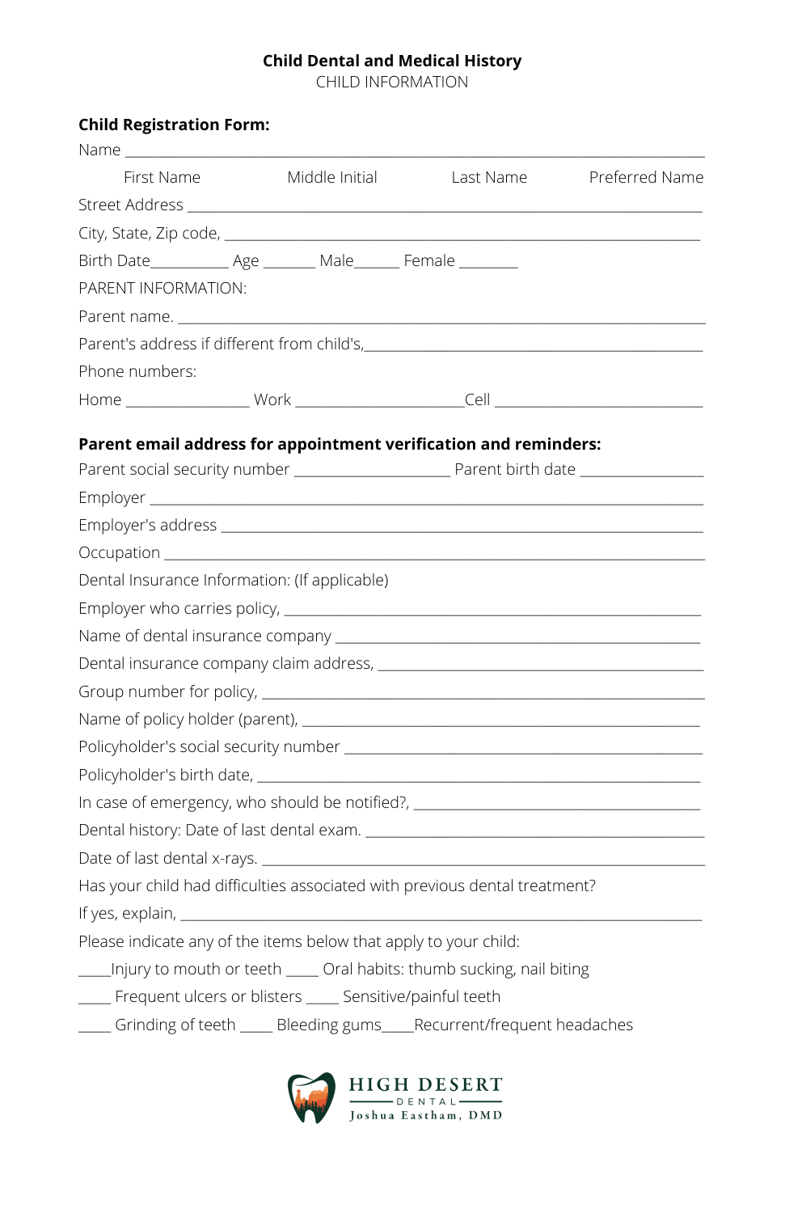**Child Dental and Medical History**

CHILD INFORMATION

**Child Registration Form:**

Name ________________________________________________________________

First Name    Middle Initial    Last Name    Preferred Name

Street Address __________________________________________________________

City, State, Zip code, ____________________________________________________

Birth Date__________ Age _______ Male______ Female ________

PARENT INFORMATION:

Parent name. ___________________________________________________________

Parent's address if different from child's,_____________________________________

Phone numbers:

Home ________________ Work _____________________Cell __________________________

**Parent email address for appointment verification and reminders:**

Parent social security number ____________________ Parent birth date ________________

Employer _______________________________________________________________

Employer's address ______________________________________________________

Occupation _____________________________________________________________

Dental Insurance Information: (If applicable)

Employer who carries policy, _____________________________________________

Name of dental insurance company _________________________________________

Dental insurance company claim address, ___________________________________

Group number for policy, ________________________________________________

Name of policy holder (parent), __________________________________________

Policyholder's social security number _____________________________________

Policyholder's birth date, ________________________________________________

In case of emergency, who should be notified?, ______________________________

Dental history: Date of last dental exam. ___________________________________

Date of last dental x-rays. _______________________________________________

Has your child had difficulties associated with previous dental treatment?

If yes, explain, ___________________________________________________________

Please indicate any of the items below that apply to your child:

____Injury to mouth or teeth ____ Oral habits: thumb sucking, nail biting

____ Frequent ulcers or blisters ____ Sensitive/painful teeth

____ Grinding of teeth ____ Bleeding gums____Recurrent/frequent headaches

HIGH DESERT DENTAL

Joshua Eastham, DMD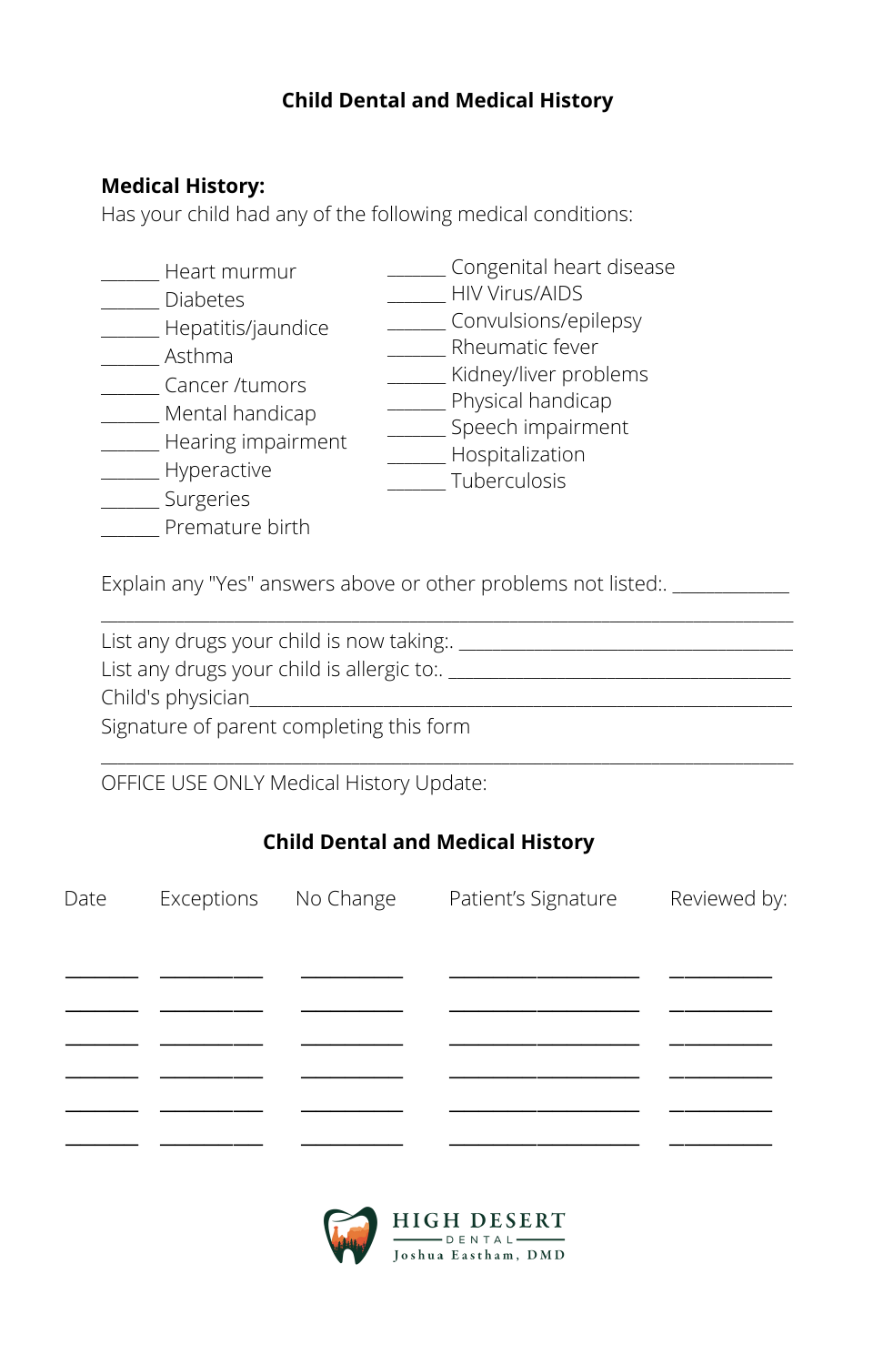## Child Dental and Medical History

**Medical History:**

Has your child had any of the following medical conditions:

- ______ Heart murmur
- ______ Diabetes
- ______ Hepatitis/jaundice
- ______ Asthma
- ______ Cancer /tumors
- ______ Mental handicap
- ______ Hearing impairment
- ______ Hyperactive
- ______ Surgeries
- ______ Premature birth
- ______ Congenital heart disease
- ______ HIV Virus/AIDS
- ______ Convulsions/epilepsy
- ______ Rheumatic fever
- ______ Kidney/liver problems
- ______ Physical handicap
- ______ Speech impairment
- ______ Hospitalization
- ______ Tuberculosis

Explain any "Yes" answers above or other problems not listed:. ____________

______________________________________________________________________

List any drugs your child is now taking:. __________________________________

List any drugs your child is allergic to:. __________________________________

Child's physician____________________________________________________

Signature of parent completing this form

______________________________________________________________________

OFFICE USE ONLY Medical History Update:

## Child Dental and Medical History

| Date | Exceptions | No Change | Patient's Signature | Reviewed by: |
| --- | --- | --- | --- | --- |
| _______ | __________ | __________ | __________________ | __________ |
| _______ | __________ | __________ | __________________ | __________ |
| _______ | __________ | __________ | __________________ | __________ |
| _______ | __________ | __________ | __________________ | __________ |
| _______ | __________ | __________ | __________________ | __________ |
| _______ | __________ | __________ | __________________ | __________ |

HIGH DESERT
DENTAL
Joshua Eastham, DMD